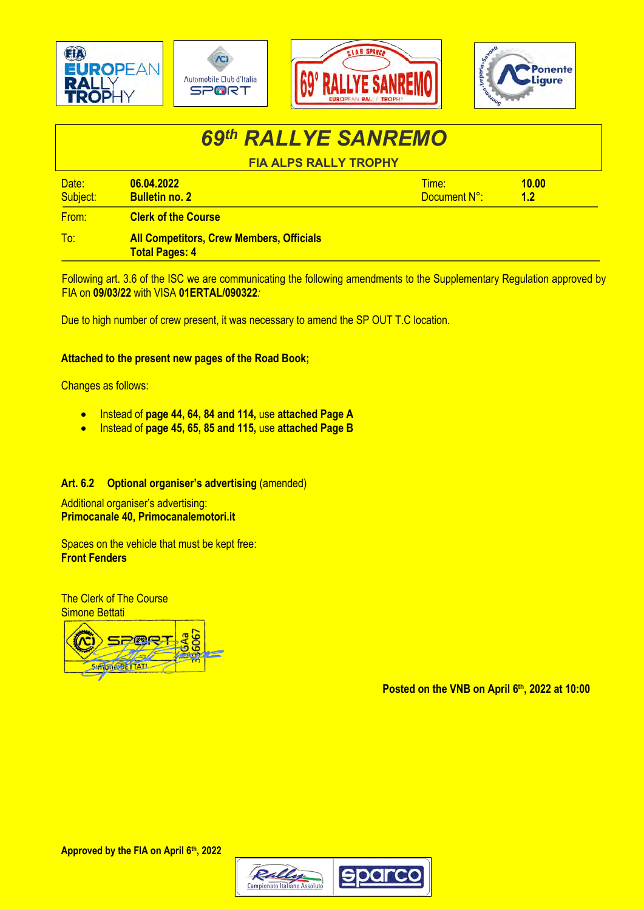# *69th RALLYE SANREMO*

**FIA ALPS RALLY TROPHY**

| Date: | **06.04.2022** | Time: | **10.00** |
|---|---|---|---|
| Subject: | **Bulletin no. 2** | Document N°: | **1.2** |
| From: | **Clerk of the Course** | | |
| To: | **All Competitors, Crew Members, Officials**<br>**Total Pages: 4** | | |

Following art. 3.6 of the ISC we are communicating the following amendments to the Supplementary Regulation approved by FIA on **09/03/22** with VISA **01ERTAL/090322***:*

Due to high number of crew present, it was necessary to amend the SP OUT T.C location.

**Attached to the present new pages of the Road Book;**

Changes as follows:

- Instead of **page 44, 64, 84 and 114,** use **attached Page A**
- Instead of **page 45, 65, 85 and 115,** use **attached Page B**

**Art. 6.2 Optional organiser's advertising** (amended)

Additional organiser's advertising:
**Primocanale 40, Primocanalemotori.it**

Spaces on the vehicle that must be kept free:
**Front Fenders**

The Clerk of The Course
Simone Bettati

**Posted on the VNB on April 6th, 2022 at 10:00**

**Approved by the FIA on April 6th, 2022**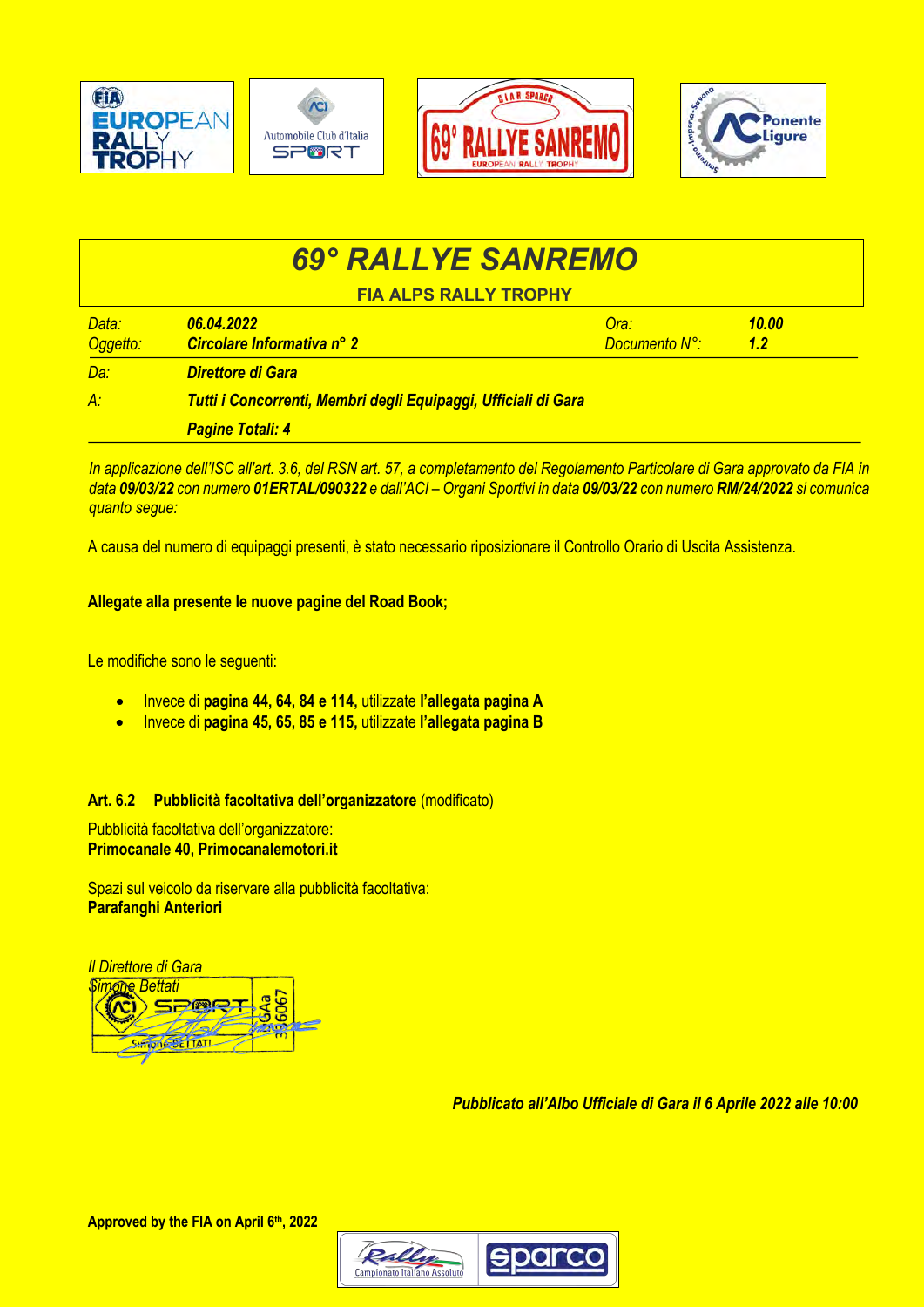# 69° RALLYE SANREMO

**FIA ALPS RALLY TROPHY**

| | | | |
|---|---|---|---|
| *Data:* | ***06.04.2022*** | *Ora:* | ***10.00*** |
| *Oggetto:* | ***Circolare Informativa n° 2*** | *Documento N°:* | ***1.2*** |
| *Da:* | ***Direttore di Gara*** | | |
| *A:* | ***Tutti i Concorrenti, Membri degli Equipaggi, Ufficiali di Gara*** | | |
| | ***Pagine Totali: 4*** | | |

*In applicazione dell'ISC all'art. 3.6, del RSN art. 57, a completamento del Regolamento Particolare di Gara approvato da FIA in data **09/03/22** con numero **01ERTAL/090322** e dall'ACI – Organi Sportivi in data **09/03/22** con numero **RM/24/2022** si comunica quanto segue:*

A causa del numero di equipaggi presenti, è stato necessario riposizionare il Controllo Orario di Uscita Assistenza.

**Allegate alla presente le nuove pagine del Road Book;**

Le modifiche sono le seguenti:

- Invece di **pagina 44, 64, 84 e 114,** utilizzate **l'allegata pagina A**
- Invece di **pagina 45, 65, 85 e 115,** utilizzate **l'allegata pagina B**

**Art. 6.2 Pubblicità facoltativa dell'organizzatore** (modificato)

Pubblicità facoltativa dell'organizzatore:
**Primocanale 40, Primocanalemotori.it**

Spazi sul veicolo da riservare alla pubblicità facoltativa:
**Parafanghi Anteriori**

*Il Direttore di Gara*
*Simone Bettati*

***Pubblicato all'Albo Ufficiale di Gara il 6 Aprile 2022 alle 10:00***

**Approved by the FIA on April 6th, 2022**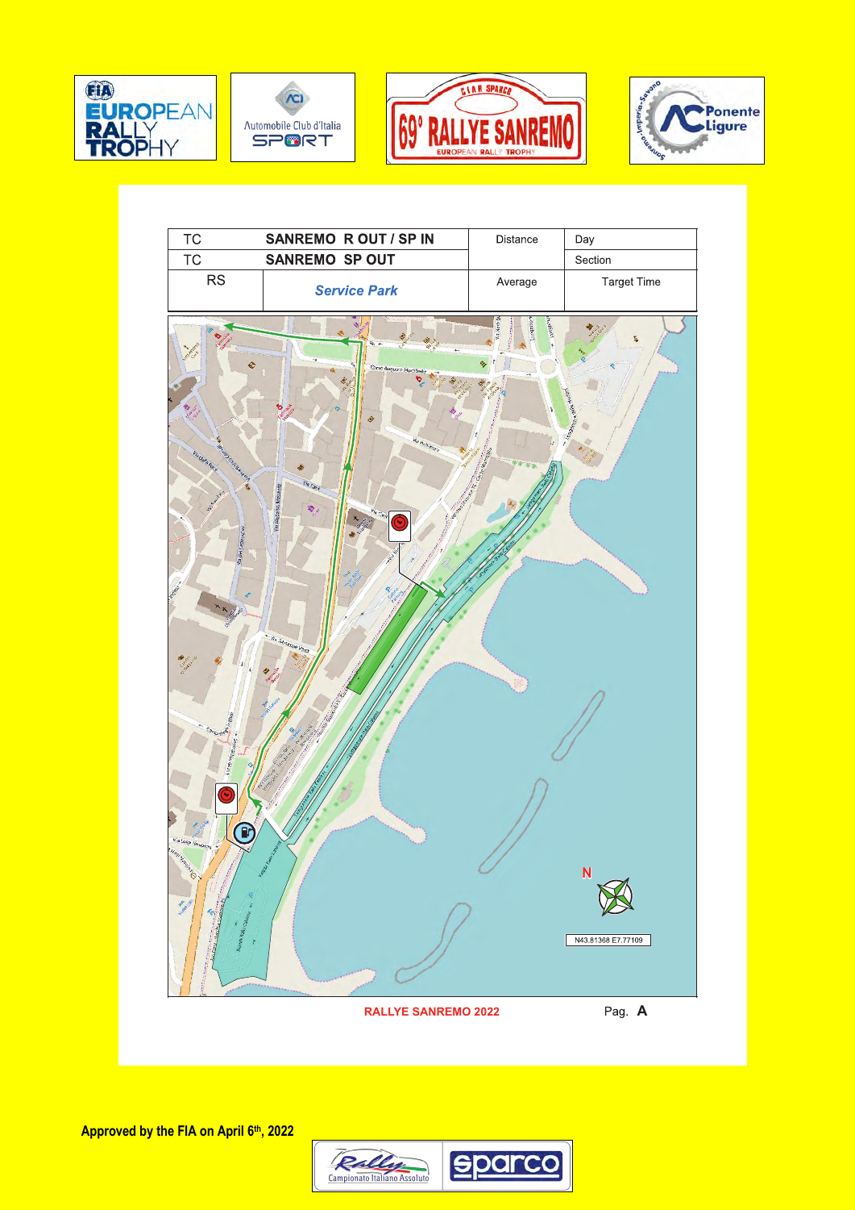| TC | SANREMO R OUT / SP IN | Distance | Day |
|---|---|---|---|
| TC | SANREMO SP OUT | | Section |
| RS | *Service Park* | Average | Target Time |

N

N43.81368 E7.77109

RALLYE SANREMO 2022

Pag. **A**

Approved by the FIA on April 6th, 2022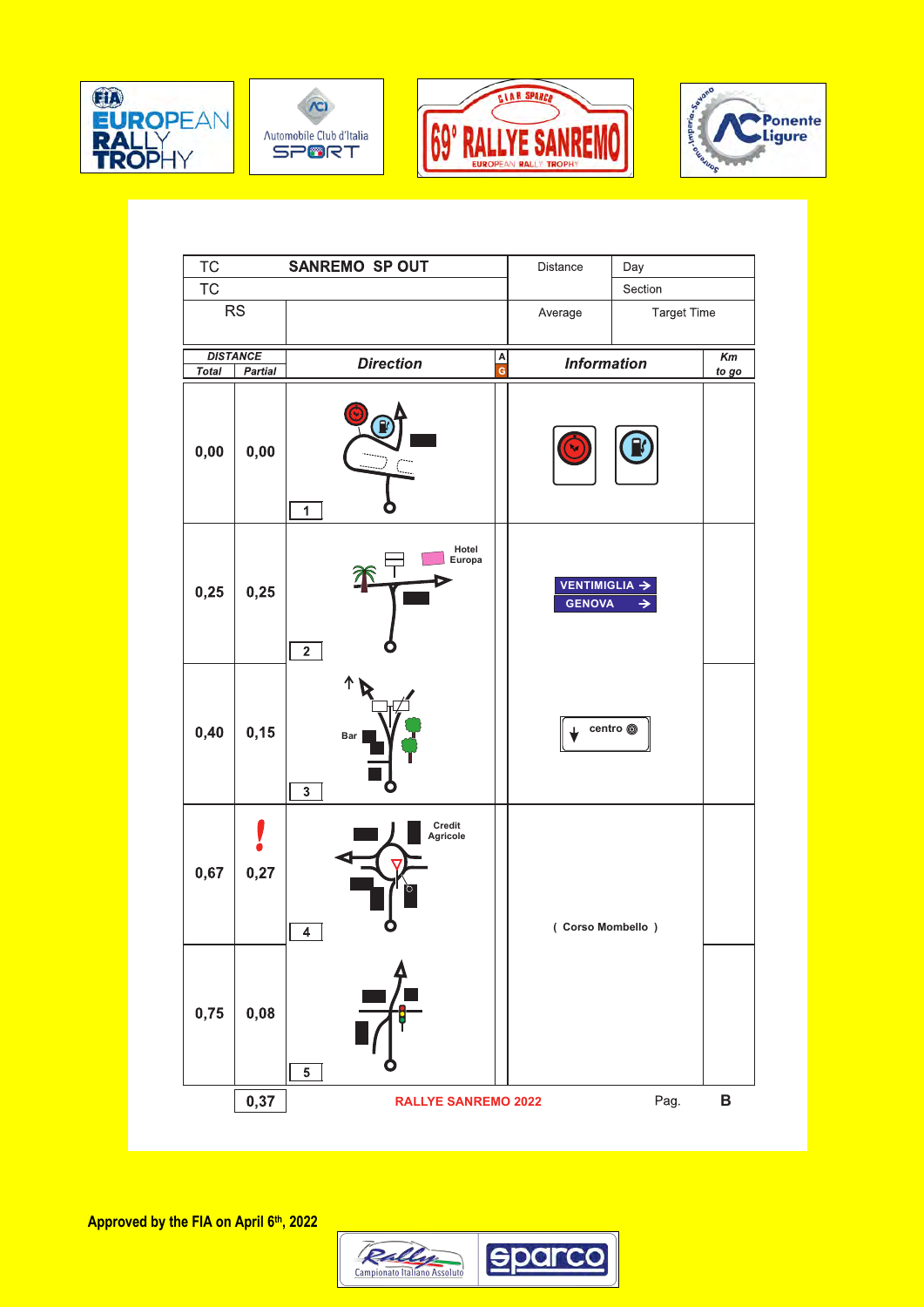| TC | SANREMO SP OUT | Distance | Day |
|---|---|---|---|
| TC | | | Section |
| RS | | Average | Target Time |

| DISTANCE Total | DISTANCE Partial | Direction | A/G | Information | Km to go |
|---|---|---|---|---|---|
| 0,00 | 0,00 | 1 | | | |
| 0,25 | 0,25 | 2 Hotel Europa | | VENTIMIGLIA → GENOVA → | |
| 0,40 | 0,15 | 3 Bar | | ↓ centro | |
| 0,67 | ! 0,27 | 4 Credit Agricole | | ( Corso Mombello ) | |
| 0,75 | 0,08 | 5 | | | |
| | 0,37 | | | | |

RALLYE SANREMO 2022

Pag. B

Approved by the FIA on April 6th, 2022